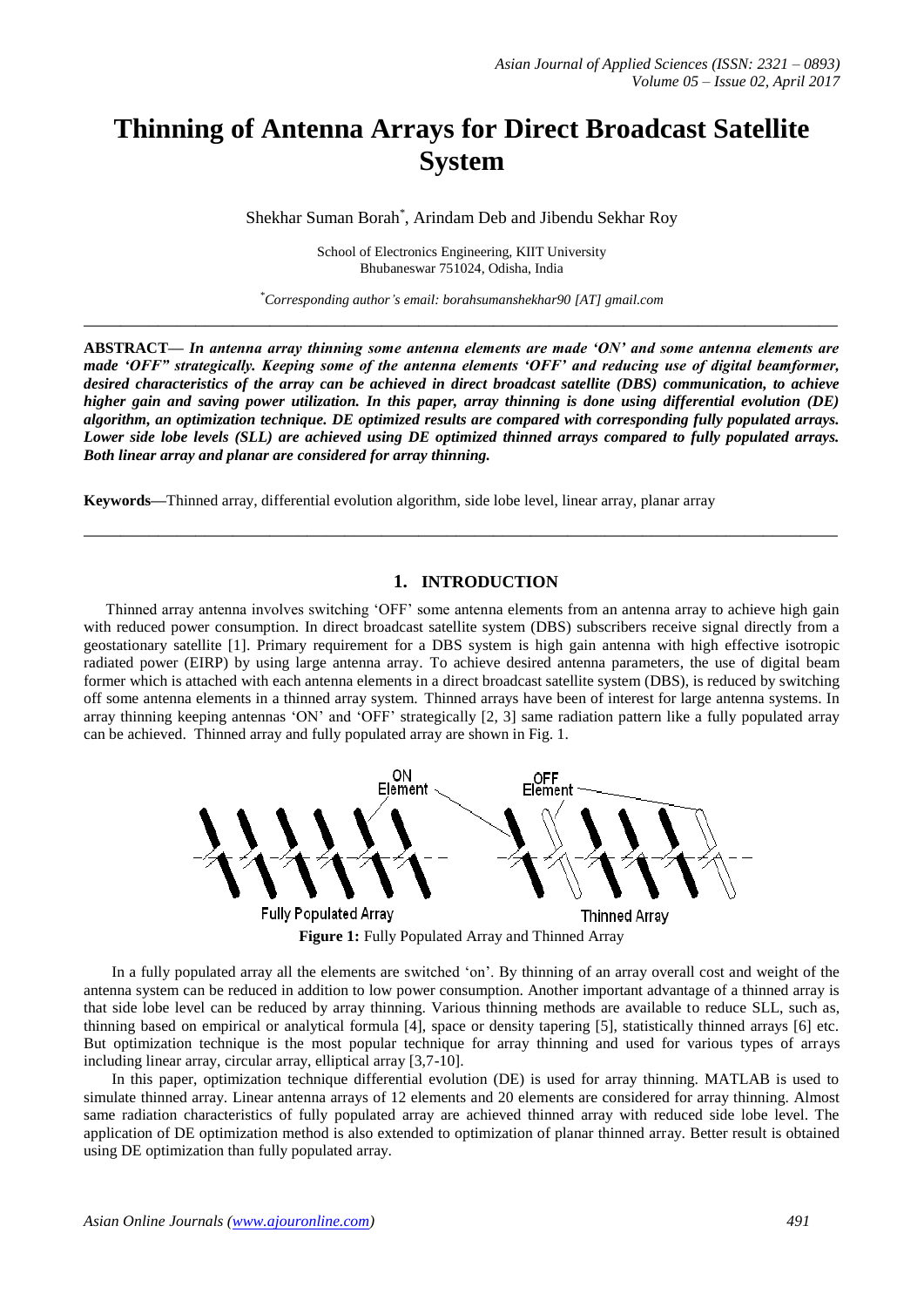# Thinning of Antenna Arrays for Direct Broadcast Satellite System

Shekhar Suman Borah[*], Arindam Deb and Jibendu Sekhar Roy

School of Electronics Engineering, KIIT University
Bhubaneswar 751024, Odisha, India

[*]*Corresponding author's email: borahsumanshekhar90 [AT] gmail.com*

---

**ABSTRACT—** ***In antenna array thinning some antenna elements are made 'ON' and some antenna elements are made 'OFF" strategically. Keeping some of the antenna elements 'OFF' and reducing use of digital beamformer, desired characteristics of the array can be achieved in direct broadcast satellite (DBS) communication, to achieve higher gain and saving power utilization. In this paper, array thinning is done using differential evolution (DE) algorithm, an optimization technique. DE optimized results are compared with corresponding fully populated arrays. Lower side lobe levels (SLL) are achieved using DE optimized thinned arrays compared to fully populated arrays. Both linear array and planar are considered for array thinning.***

**Keywords—**Thinned array, differential evolution algorithm, side lobe level, linear array, planar array

---

## 1. INTRODUCTION

Thinned array antenna involves switching 'OFF' some antenna elements from an antenna array to achieve high gain with reduced power consumption. In direct broadcast satellite system (DBS) subscribers receive signal directly from a geostationary satellite [1]. Primary requirement for a DBS system is high gain antenna with high effective isotropic radiated power (EIRP) by using large antenna array. To achieve desired antenna parameters, the use of digital beam former which is attached with each antenna elements in a direct broadcast satellite system (DBS), is reduced by switching off some antenna elements in a thinned array system. Thinned arrays have been of interest for large antenna systems. In array thinning keeping antennas 'ON' and 'OFF' strategically [2, 3] same radiation pattern like a fully populated array can be achieved. Thinned array and fully populated array are shown in Fig. 1.

**Figure 1:** Fully Populated Array and Thinned Array

In a fully populated array all the elements are switched 'on'. By thinning of an array overall cost and weight of the antenna system can be reduced in addition to low power consumption. Another important advantage of a thinned array is that side lobe level can be reduced by array thinning. Various thinning methods are available to reduce SLL, such as, thinning based on empirical or analytical formula [4], space or density tapering [5], statistically thinned arrays [6] etc. But optimization technique is the most popular technique for array thinning and used for various types of arrays including linear array, circular array, elliptical array [3,7-10].

In this paper, optimization technique differential evolution (DE) is used for array thinning. MATLAB is used to simulate thinned array. Linear antenna arrays of 12 elements and 20 elements are considered for array thinning. Almost same radiation characteristics of fully populated array are achieved thinned array with reduced side lobe level. The application of DE optimization method is also extended to optimization of planar thinned array. Better result is obtained using DE optimization than fully populated array.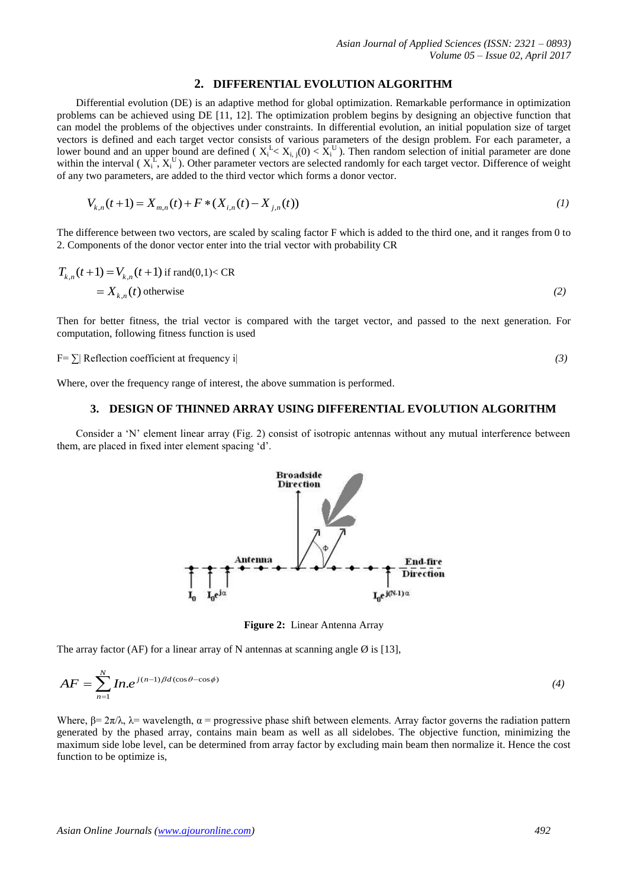## 2. DIFFERENTIAL EVOLUTION ALGORITHM

Differential evolution (DE) is an adaptive method for global optimization. Remarkable performance in optimization problems can be achieved using DE [11, 12]. The optimization problem begins by designing an objective function that can model the problems of the objectives under constraints. In differential evolution, an initial population size of target vectors is defined and each target vector consists of various parameters of the design problem. For each parameter, a lower bound and an upper bound are defined ( $X_i^L < X_{i,j}(0) < X_i^U$ ). Then random selection of initial parameter are done within the interval ( $X_i^L$, $X_i^U$ ). Other parameter vectors are selected randomly for each target vector. Difference of weight of any two parameters, are added to the third vector which forms a donor vector.

$$V_{k,n}(t+1) = X_{m,n}(t) + F * (X_{i,n}(t) - X_{j,n}(t)) \tag{1}$$

The difference between two vectors, are scaled by scaling factor F which is added to the third one, and it ranges from 0 to 2. Components of the donor vector enter into the trial vector with probability CR

$$\begin{aligned} T_{k,n}(t+1) &= V_{k,n}(t+1) \text{ if rand(0,1)< CR} \\ &= X_{k,n}(t) \text{ otherwise} \end{aligned} \tag{2}$$

Then for better fitness, the trial vector is compared with the target vector, and passed to the next generation. For computation, following fitness function is used

$$F = \sum |\text{ Reflection coefficient at frequency i}| \tag{3}$$

Where, over the frequency range of interest, the above summation is performed.

## 3. DESIGN OF THINNED ARRAY USING DIFFERENTIAL EVOLUTION ALGORITHM

Consider a 'N' element linear array (Fig. 2) consist of isotropic antennas without any mutual interference between them, are placed in fixed inter element spacing 'd'.

**Figure 2:** Linear Antenna Array

The array factor (AF) for a linear array of N antennas at scanning angle Ø is [13],

$$AF = \sum_{n=1}^{N} In.e^{j(n-1)\beta d(\cos\theta - \cos\phi)} \tag{4}$$

Where, β= 2π/λ, λ= wavelength, α = progressive phase shift between elements. Array factor governs the radiation pattern generated by the phased array, contains main beam as well as all sidelobes. The objective function, minimizing the maximum side lobe level, can be determined from array factor by excluding main beam then normalize it. Hence the cost function to be optimize is,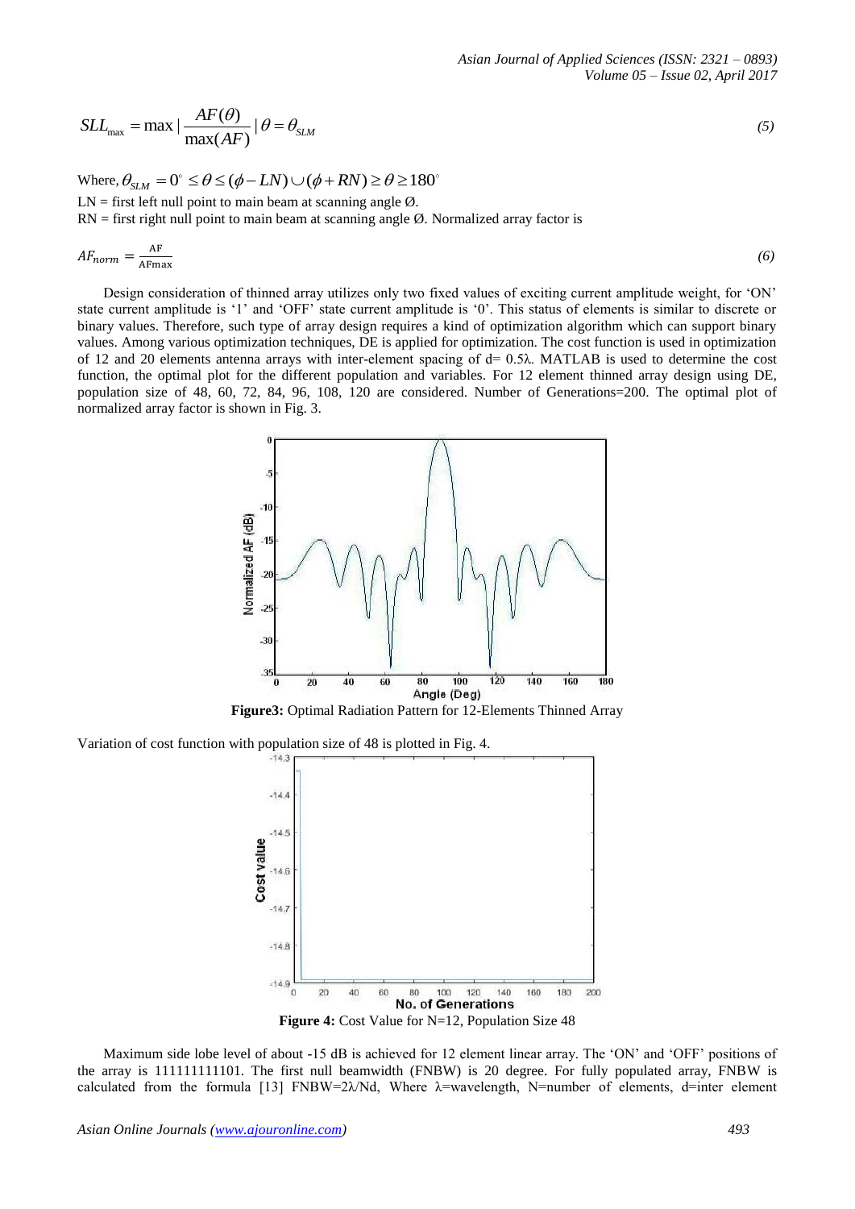$$SLL_{\max} = \max \left| \frac{AF(\theta)}{\max(AF)} \right| \theta = \theta_{SLM} \tag{5}$$

Where, $\theta_{SLM} = 0^{\circ} \leq \theta \leq (\phi - LN) \cup (\phi + RN) \geq \theta \geq 180^{\circ}$

LN = first left null point to main beam at scanning angle Ø.

RN = first right null point to main beam at scanning angle Ø. Normalized array factor is

$$AF_{norm} = \frac{\text{AF}}{\text{AFmax}} \tag{6}$$

Design consideration of thinned array utilizes only two fixed values of exciting current amplitude weight, for 'ON' state current amplitude is '1' and 'OFF' state current amplitude is '0'. This status of elements is similar to discrete or binary values. Therefore, such type of array design requires a kind of optimization algorithm which can support binary values. Among various optimization techniques, DE is applied for optimization. The cost function is used in optimization of 12 and 20 elements antenna arrays with inter-element spacing of d= 0.5λ. MATLAB is used to determine the cost function, the optimal plot for the different population and variables. For 12 element thinned array design using DE, population size of 48, 60, 72, 84, 96, 108, 120 are considered. Number of Generations=200. The optimal plot of normalized array factor is shown in Fig. 3.

**Figure3:** Optimal Radiation Pattern for 12-Elements Thinned Array

Variation of cost function with population size of 48 is plotted in Fig. 4.

**Figure 4:** Cost Value for N=12, Population Size 48

Maximum side lobe level of about -15 dB is achieved for 12 element linear array. The 'ON' and 'OFF' positions of the array is 111111111101. The first null beamwidth (FNBW) is 20 degree. For fully populated array, FNBW is calculated from the formula [13] FNBW=2λ/Nd, Where λ=wavelength, N=number of elements, d=inter element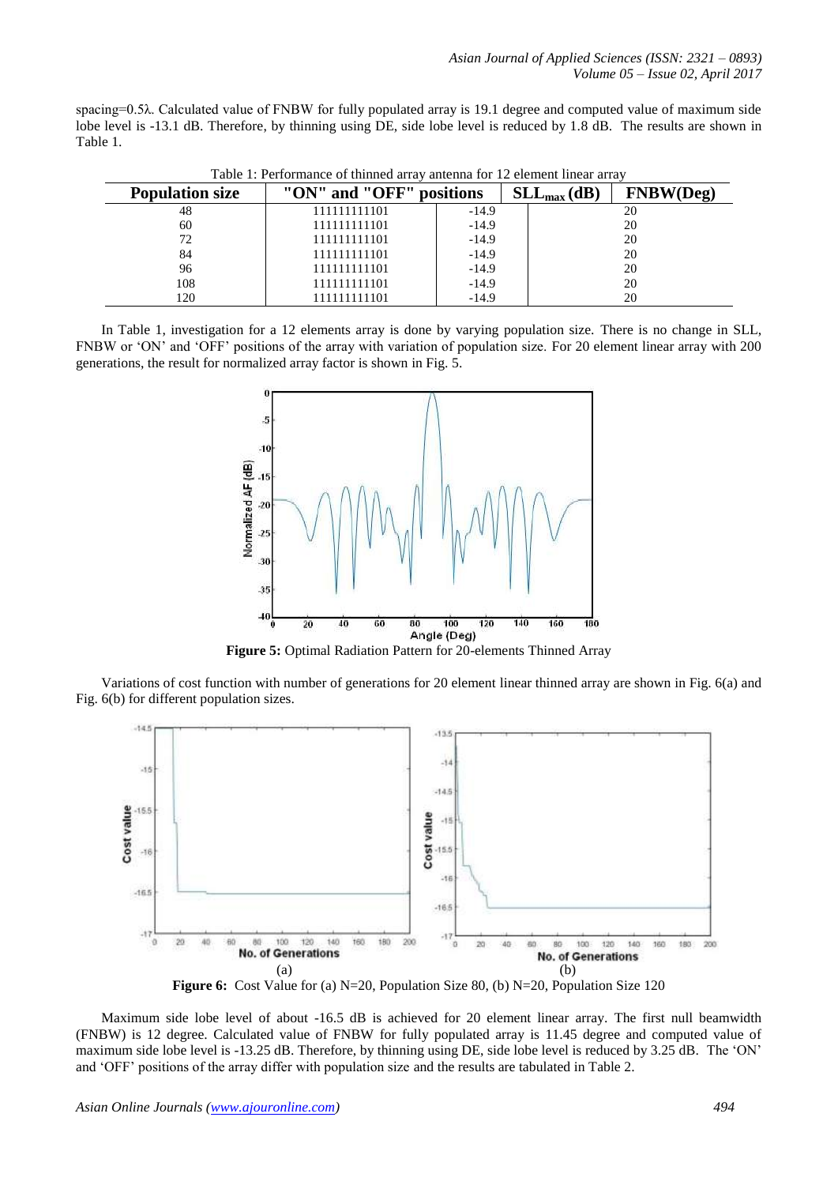spacing=0.5λ. Calculated value of FNBW for fully populated array is 19.1 degree and computed value of maximum side lobe level is -13.1 dB. Therefore, by thinning using DE, side lobe level is reduced by 1.8 dB. The results are shown in Table 1.

Table 1: Performance of thinned array antenna for 12 element linear array

| Population size | "ON" and "OFF" positions | $SLL_{max}$ (dB) | FNBW(Deg) |
|---|---|---|---|
| 48 | 111111111101 | -14.9 | 20 |
| 60 | 111111111101 | -14.9 | 20 |
| 72 | 111111111101 | -14.9 | 20 |
| 84 | 111111111101 | -14.9 | 20 |
| 96 | 111111111101 | -14.9 | 20 |
| 108 | 111111111101 | -14.9 | 20 |
| 120 | 111111111101 | -14.9 | 20 |

In Table 1, investigation for a 12 elements array is done by varying population size. There is no change in SLL, FNBW or 'ON' and 'OFF' positions of the array with variation of population size. For 20 element linear array with 200 generations, the result for normalized array factor is shown in Fig. 5.

**Figure 5:** Optimal Radiation Pattern for 20-elements Thinned Array

Variations of cost function with number of generations for 20 element linear thinned array are shown in Fig. 6(a) and Fig. 6(b) for different population sizes.

**Figure 6:** Cost Value for (a) N=20, Population Size 80, (b) N=20, Population Size 120

Maximum side lobe level of about -16.5 dB is achieved for 20 element linear array. The first null beamwidth (FNBW) is 12 degree. Calculated value of FNBW for fully populated array is 11.45 degree and computed value of maximum side lobe level is -13.25 dB. Therefore, by thinning using DE, side lobe level is reduced by 3.25 dB. The 'ON' and 'OFF' positions of the array differ with population size and the results are tabulated in Table 2.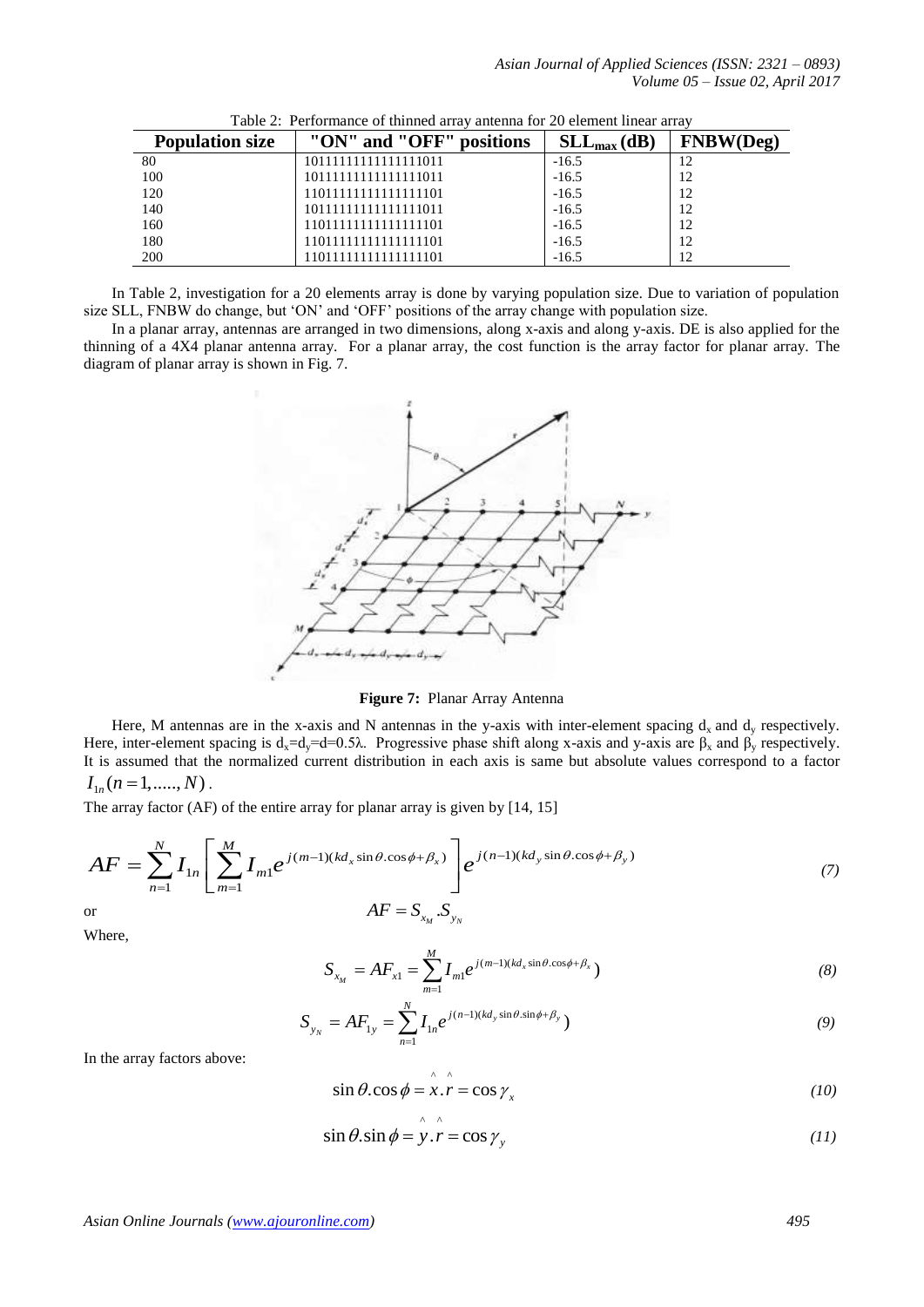Table 2: Performance of thinned array antenna for 20 element linear array

| Population size | "ON" and "OFF" positions | $SLL_{max}$ (dB) | FNBW(Deg) |
|---|---|---|---|
| 80 | 10111111111111111011 | -16.5 | 12 |
| 100 | 10111111111111111011 | -16.5 | 12 |
| 120 | 11011111111111111101 | -16.5 | 12 |
| 140 | 10111111111111111011 | -16.5 | 12 |
| 160 | 11011111111111111101 | -16.5 | 12 |
| 180 | 11011111111111111101 | -16.5 | 12 |
| 200 | 11011111111111111101 | -16.5 | 12 |

In Table 2, investigation for a 20 elements array is done by varying population size. Due to variation of population size SLL, FNBW do change, but 'ON' and 'OFF' positions of the array change with population size.

In a planar array, antennas are arranged in two dimensions, along x-axis and along y-axis. DE is also applied for the thinning of a 4X4 planar antenna array. For a planar array, the cost function is the array factor for planar array. The diagram of planar array is shown in Fig. 7.

**Figure 7:** Planar Array Antenna

Here, M antennas are in the x-axis and N antennas in the y-axis with inter-element spacing $d_x$ and $d_y$ respectively. Here, inter-element spacing is $d_x$=$d_y$=d=0.5λ. Progressive phase shift along x-axis and y-axis are $\beta_x$ and $\beta_y$ respectively. It is assumed that the normalized current distribution in each axis is same but absolute values correspond to a factor $I_{1n}(n=1,.....,N)$.

The array factor (AF) of the entire array for planar array is given by [14, 15]

$$AF = \sum_{n=1}^{N} I_{1n}\left[\sum_{m=1}^{M} I_{m1} e^{j(m-1)(kd_x \sin\theta.\cos\phi+\beta_x)}\right] e^{j(n-1)(kd_y \sin\theta.\cos\phi+\beta_y)} \tag{7}$$

or

$$AF = S_{x_M}.S_{y_N}$$

Where,

$$S_{x_M} = AF_{x1} = \sum_{m=1}^{M} I_{m1} e^{j(m-1)(kd_x \sin\theta.\cos\phi+\beta_x})\tag{8}$$

$$S_{y_N} = AF_{1y} = \sum_{n=1}^{N} I_{1n} e^{j(n-1)(kd_y \sin\theta.\sin\phi+\beta_y})\tag{9}$$

In the array factors above:

$$\sin\theta.\cos\phi = \hat{x}.\hat{r} = \cos\gamma_x \tag{10}$$

$$\sin\theta.\sin\phi = \hat{y}.\hat{r} = \cos\gamma_y \tag{11}$$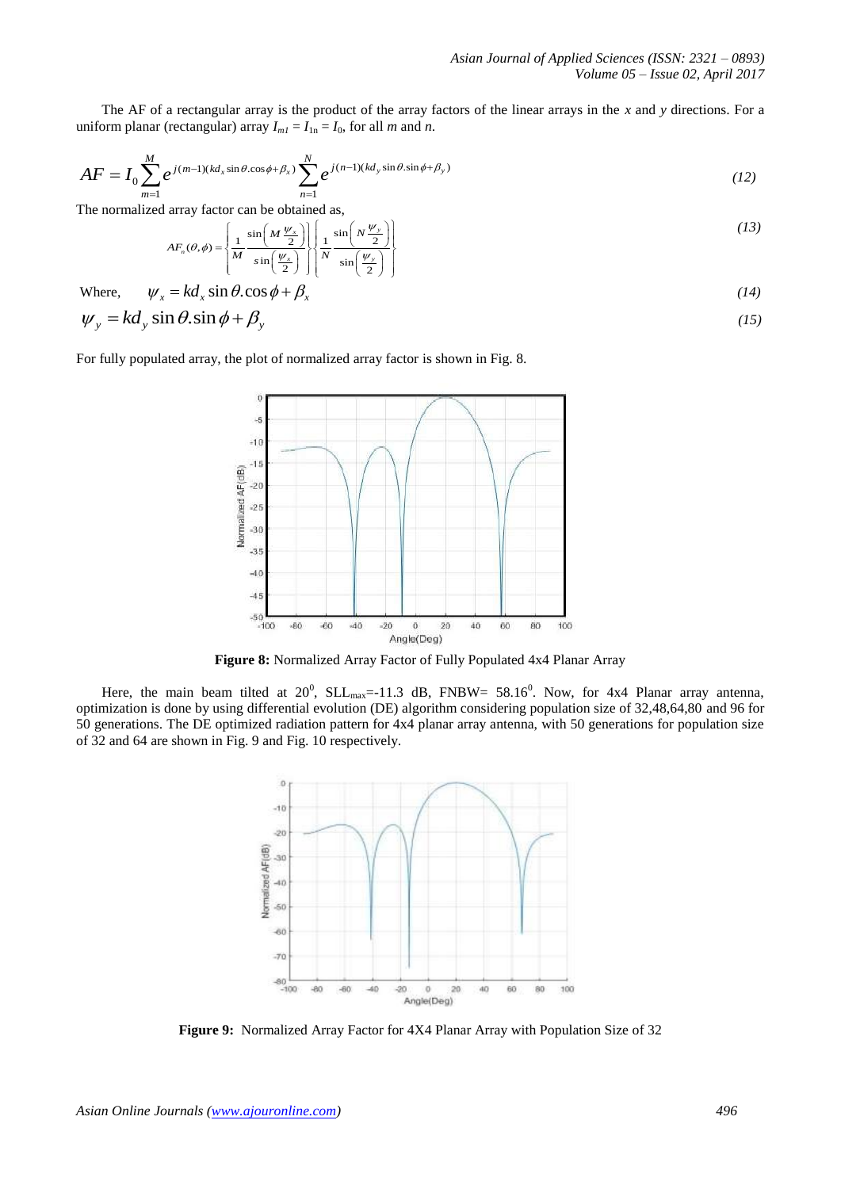The AF of a rectangular array is the product of the array factors of the linear arrays in the $x$ and $y$ directions. For a uniform planar (rectangular) array $I_{m1} = I_{1n} = I_0$, for all $m$ and $n$.

$$AF = I_0 \sum_{m=1}^{M} e^{j(m-1)(kd_x \sin\theta.\cos\phi + \beta_x)} \sum_{n=1}^{N} e^{j(n-1)(kd_y \sin\theta.\sin\phi + \beta_y)} \tag{12}$$

The normalized array factor can be obtained as,

$$AF_n(\theta,\phi) = \left\{ \frac{1}{M} \frac{\sin\left(M\frac{\psi_x}{2}\right)}{\sin\left(\frac{\psi_x}{2}\right)} \right\} \left\{ \frac{1}{N} \frac{\sin\left(N\frac{\psi_y}{2}\right)}{\sin\left(\frac{\psi_y}{2}\right)} \right\} \tag{13}$$

Where, $\psi_x = kd_x \sin\theta.\cos\phi + \beta_x$ (14)

$$\psi_y = kd_y \sin\theta.\sin\phi + \beta_y \tag{15}$$

For fully populated array, the plot of normalized array factor is shown in Fig. 8.

**Figure 8:** Normalized Array Factor of Fully Populated 4x4 Planar Array

Here, the main beam tilted at $20^0$, $SLL_{max}$=-11.3 dB, FNBW= $58.16^0$. Now, for 4x4 Planar array antenna, optimization is done by using differential evolution (DE) algorithm considering population size of 32,48,64,80 and 96 for 50 generations. The DE optimized radiation pattern for 4x4 planar array antenna, with 50 generations for population size of 32 and 64 are shown in Fig. 9 and Fig. 10 respectively.

**Figure 9:** Normalized Array Factor for 4X4 Planar Array with Population Size of 32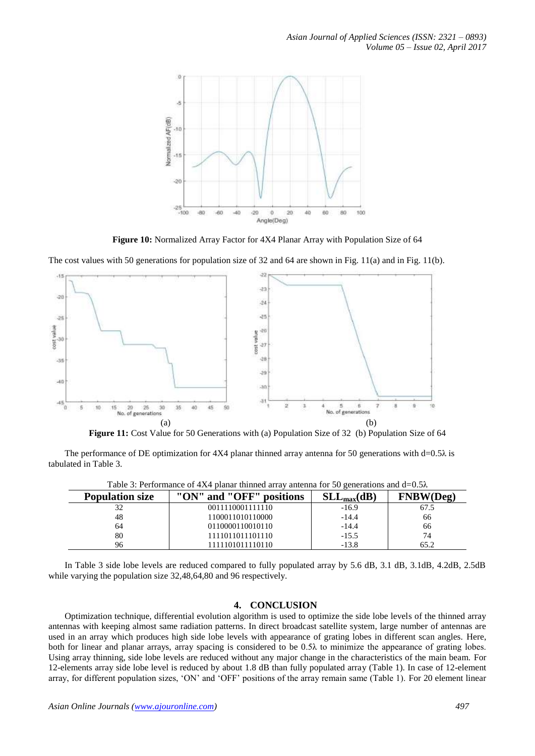**Figure 10:** Normalized Array Factor for 4X4 Planar Array with Population Size of 64

The cost values with 50 generations for population size of 32 and 64 are shown in Fig. 11(a) and in Fig. 11(b).

(a) (b)

**Figure 11:** Cost Value for 50 Generations with (a) Population Size of 32 (b) Population Size of 64

The performance of DE optimization for 4X4 planar thinned array antenna for 50 generations with d=0.5λ is tabulated in Table 3.

Table 3: Performance of 4X4 planar thinned array antenna for 50 generations and d=0.5λ

| Population size | "ON" and "OFF" positions | $SLL_{max}$(dB) | FNBW(Deg) |
|---|---|---|---|
| 32 | 0011110001111110 | -16.9 | 67.5 |
| 48 | 1100011010110000 | -14.4 | 66 |
| 64 | 0110000110010110 | -14.4 | 66 |
| 80 | 1111011011101110 | -15.5 | 74 |
| 96 | 1111101011110110 | -13.8 | 65.2 |

In Table 3 side lobe levels are reduced compared to fully populated array by 5.6 dB, 3.1 dB, 3.1dB, 4.2dB, 2.5dB while varying the population size 32,48,64,80 and 96 respectively.

## 4. CONCLUSION

Optimization technique, differential evolution algorithm is used to optimize the side lobe levels of the thinned array antennas with keeping almost same radiation patterns. In direct broadcast satellite system, large number of antennas are used in an array which produces high side lobe levels with appearance of grating lobes in different scan angles. Here, both for linear and planar arrays, array spacing is considered to be 0.5λ to minimize the appearance of grating lobes. Using array thinning, side lobe levels are reduced without any major change in the characteristics of the main beam. For 12-elements array side lobe level is reduced by about 1.8 dB than fully populated array (Table 1). In case of 12-element array, for different population sizes, 'ON' and 'OFF' positions of the array remain same (Table 1). For 20 element linear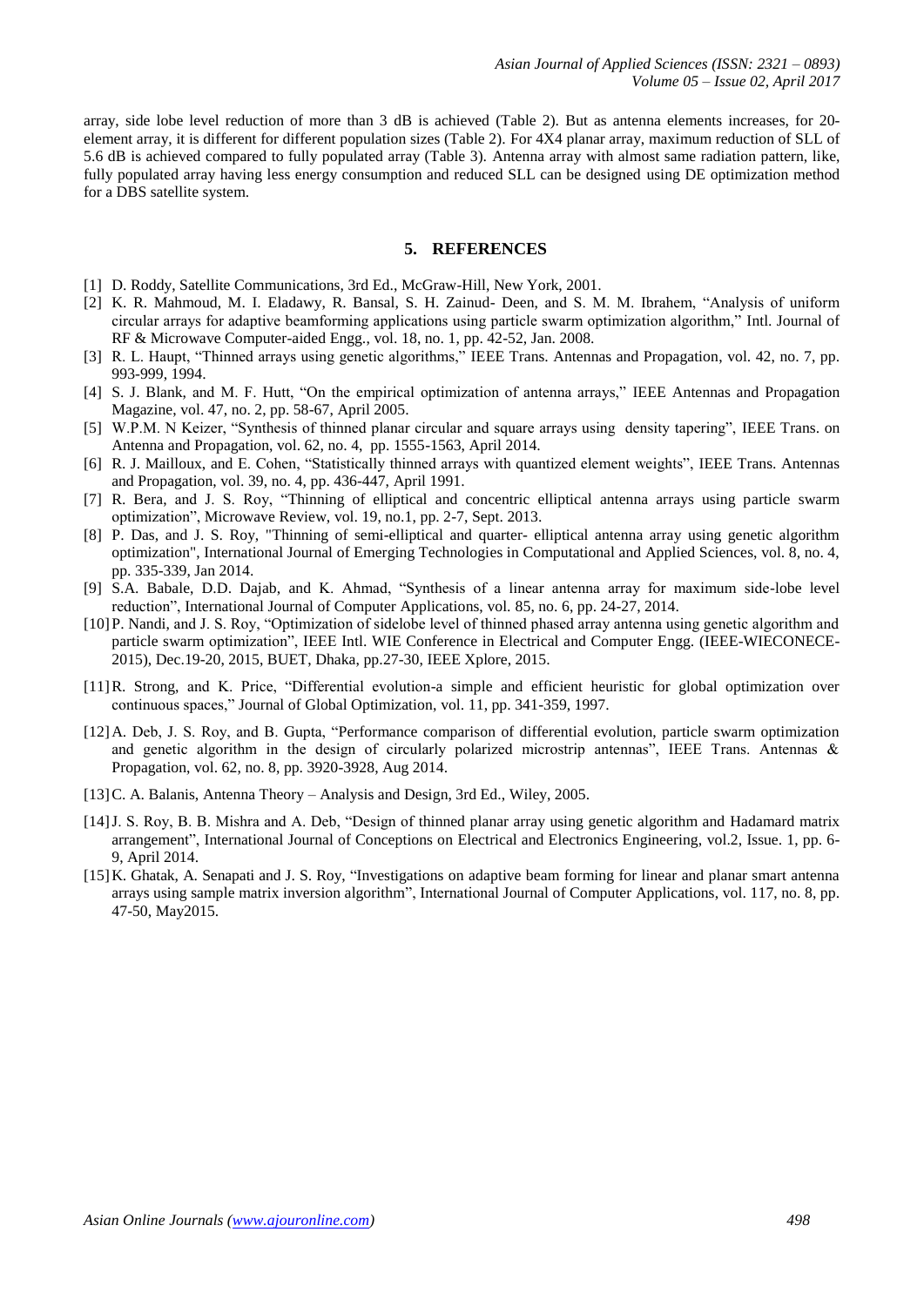array, side lobe level reduction of more than 3 dB is achieved (Table 2). But as antenna elements increases, for 20-element array, it is different for different population sizes (Table 2). For 4X4 planar array, maximum reduction of SLL of 5.6 dB is achieved compared to fully populated array (Table 3). Antenna array with almost same radiation pattern, like, fully populated array having less energy consumption and reduced SLL can be designed using DE optimization method for a DBS satellite system.

## 5. REFERENCES

[1] D. Roddy, Satellite Communications, 3rd Ed., McGraw-Hill, New York, 2001.

[2] K. R. Mahmoud, M. I. Eladawy, R. Bansal, S. H. Zainud- Deen, and S. M. M. Ibrahem, "Analysis of uniform circular arrays for adaptive beamforming applications using particle swarm optimization algorithm," Intl. Journal of RF & Microwave Computer-aided Engg., vol. 18, no. 1, pp. 42-52, Jan. 2008.

[3] R. L. Haupt, "Thinned arrays using genetic algorithms," IEEE Trans. Antennas and Propagation, vol. 42, no. 7, pp. 993-999, 1994.

[4] S. J. Blank, and M. F. Hutt, "On the empirical optimization of antenna arrays," IEEE Antennas and Propagation Magazine, vol. 47, no. 2, pp. 58-67, April 2005.

[5] W.P.M. N Keizer, "Synthesis of thinned planar circular and square arrays using density tapering", IEEE Trans. on Antenna and Propagation, vol. 62, no. 4, pp. 1555-1563, April 2014.

[6] R. J. Mailloux, and E. Cohen, "Statistically thinned arrays with quantized element weights", IEEE Trans. Antennas and Propagation, vol. 39, no. 4, pp. 436-447, April 1991.

[7] R. Bera, and J. S. Roy, "Thinning of elliptical and concentric elliptical antenna arrays using particle swarm optimization", Microwave Review, vol. 19, no.1, pp. 2-7, Sept. 2013.

[8] P. Das, and J. S. Roy, "Thinning of semi-elliptical and quarter- elliptical antenna array using genetic algorithm optimization", International Journal of Emerging Technologies in Computational and Applied Sciences, vol. 8, no. 4, pp. 335-339, Jan 2014.

[9] S.A. Babale, D.D. Dajab, and K. Ahmad, "Synthesis of a linear antenna array for maximum side-lobe level reduction", International Journal of Computer Applications, vol. 85, no. 6, pp. 24-27, 2014.

[10] P. Nandi, and J. S. Roy, "Optimization of sidelobe level of thinned phased array antenna using genetic algorithm and particle swarm optimization", IEEE Intl. WIE Conference in Electrical and Computer Engg. (IEEE-WIECONECE-2015), Dec.19-20, 2015, BUET, Dhaka, pp.27-30, IEEE Xplore, 2015.

[11] R. Strong, and K. Price, "Differential evolution-a simple and efficient heuristic for global optimization over continuous spaces," Journal of Global Optimization, vol. 11, pp. 341-359, 1997.

[12] A. Deb, J. S. Roy, and B. Gupta, "Performance comparison of differential evolution, particle swarm optimization and genetic algorithm in the design of circularly polarized microstrip antennas", IEEE Trans. Antennas & Propagation, vol. 62, no. 8, pp. 3920-3928, Aug 2014.

[13] C. A. Balanis, Antenna Theory – Analysis and Design, 3rd Ed., Wiley, 2005.

[14] J. S. Roy, B. B. Mishra and A. Deb, "Design of thinned planar array using genetic algorithm and Hadamard matrix arrangement", International Journal of Conceptions on Electrical and Electronics Engineering, vol.2, Issue. 1, pp. 6-9, April 2014.

[15] K. Ghatak, A. Senapati and J. S. Roy, "Investigations on adaptive beam forming for linear and planar smart antenna arrays using sample matrix inversion algorithm", International Journal of Computer Applications, vol. 117, no. 8, pp. 47-50, May2015.